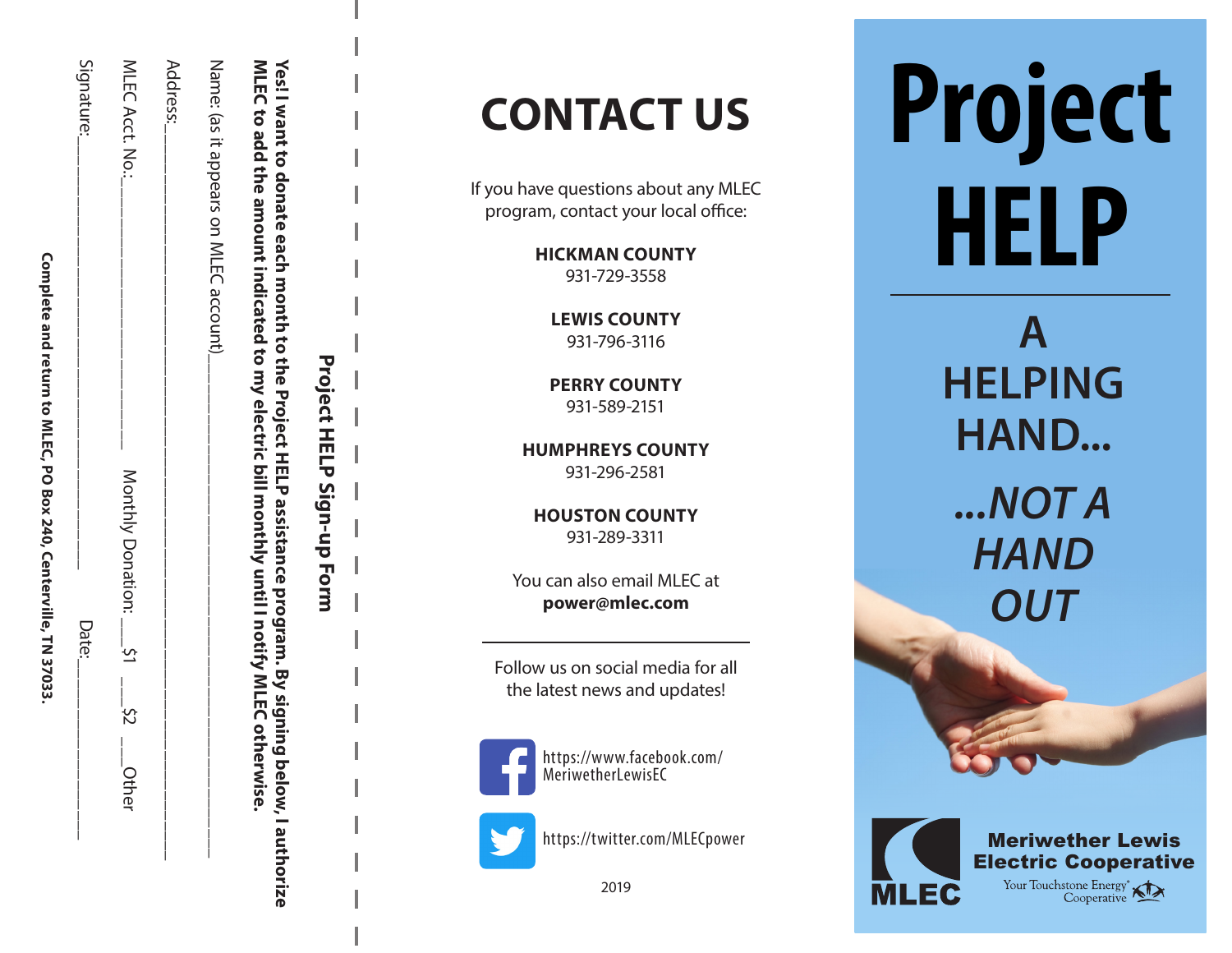## Project HELP Sign-up Form

**Yes! I want to donate each month to the Project HELP assistance program. By signing below, I authorize MLEC to add the amount indicated to my electric bill monthly until I notify MLEC otherwise.**

Name: (as it appears on MLEC account)______________________________

Address:______________________________________________

MLEC Acct. No.:______________________ Monthly Donation: __$1 __$2 __Other

Signature:______________________ Date:______________

**Complete and return to MLEC, PO Box 240, Centerville, TN 37033.**

# CONTACT US

If you have questions about any MLEC program, contact your local office:

**HICKMAN COUNTY**
931-729-3558

**LEWIS COUNTY**
931-796-3116

**PERRY COUNTY**
931-589-2151

**HUMPHREYS COUNTY**
931-296-2581

**HOUSTON COUNTY**
931-289-3311

You can also email MLEC at
**power@mlec.com**

Follow us on social media for all the latest news and updates!

https://www.facebook.com/MeriwetherLewisEC

https://twitter.com/MLECpower

2019

# Project HELP

## A HELPING HAND...

## *...NOT A HAND OUT*

MLEC
**Meriwether Lewis Electric Cooperative**
Your Touchstone Energy® Cooperative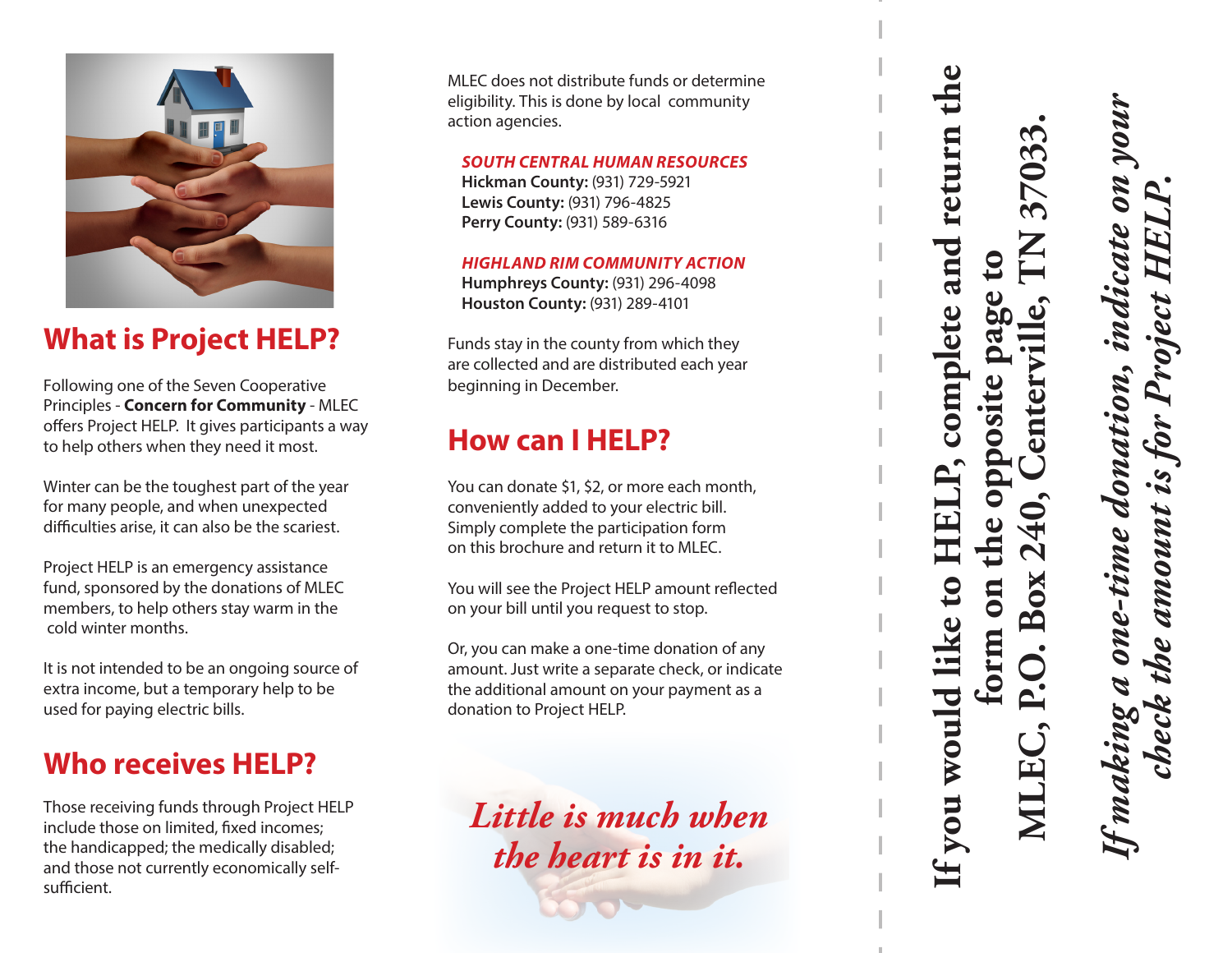## What is Project HELP?

Following one of the Seven Cooperative Principles - **Concern for Community** - MLEC offers Project HELP. It gives participants a way to help others when they need it most.

Winter can be the toughest part of the year for many people, and when unexpected difficulties arise, it can also be the scariest.

Project HELP is an emergency assistance fund, sponsored by the donations of MLEC members, to help others stay warm in the cold winter months.

It is not intended to be an ongoing source of extra income, but a temporary help to be used for paying electric bills.

## Who receives HELP?

Those receiving funds through Project HELP include those on limited, fixed incomes; the handicapped; the medically disabled; and those not currently economically self-sufficient.

MLEC does not distribute funds or determine eligibility. This is done by local community action agencies.

***SOUTH CENTRAL HUMAN RESOURCES***

**Hickman County:** (931) 729-5921
**Lewis County:** (931) 796-4825
**Perry County:** (931) 589-6316

***HIGHLAND RIM COMMUNITY ACTION***

**Humphreys County:** (931) 296-4098
**Houston County:** (931) 289-4101

Funds stay in the county from which they are collected and are distributed each year beginning in December.

## How can I HELP?

You can donate $1, $2, or more each month, conveniently added to your electric bill. Simply complete the participation form on this brochure and return it to MLEC.

You will see the Project HELP amount reflected on your bill until you request to stop.

Or, you can make a one-time donation of any amount. Just write a separate check, or indicate the additional amount on your payment as a donation to Project HELP.

*Little is much when the heart is in it.*

**If you would like to HELP, complete and return the form on the opposite page to MLEC, P.O. Box 240, Centerville, TN 37033.**

***If making a one-time donation, indicate on your check the amount is for Project HELP.***